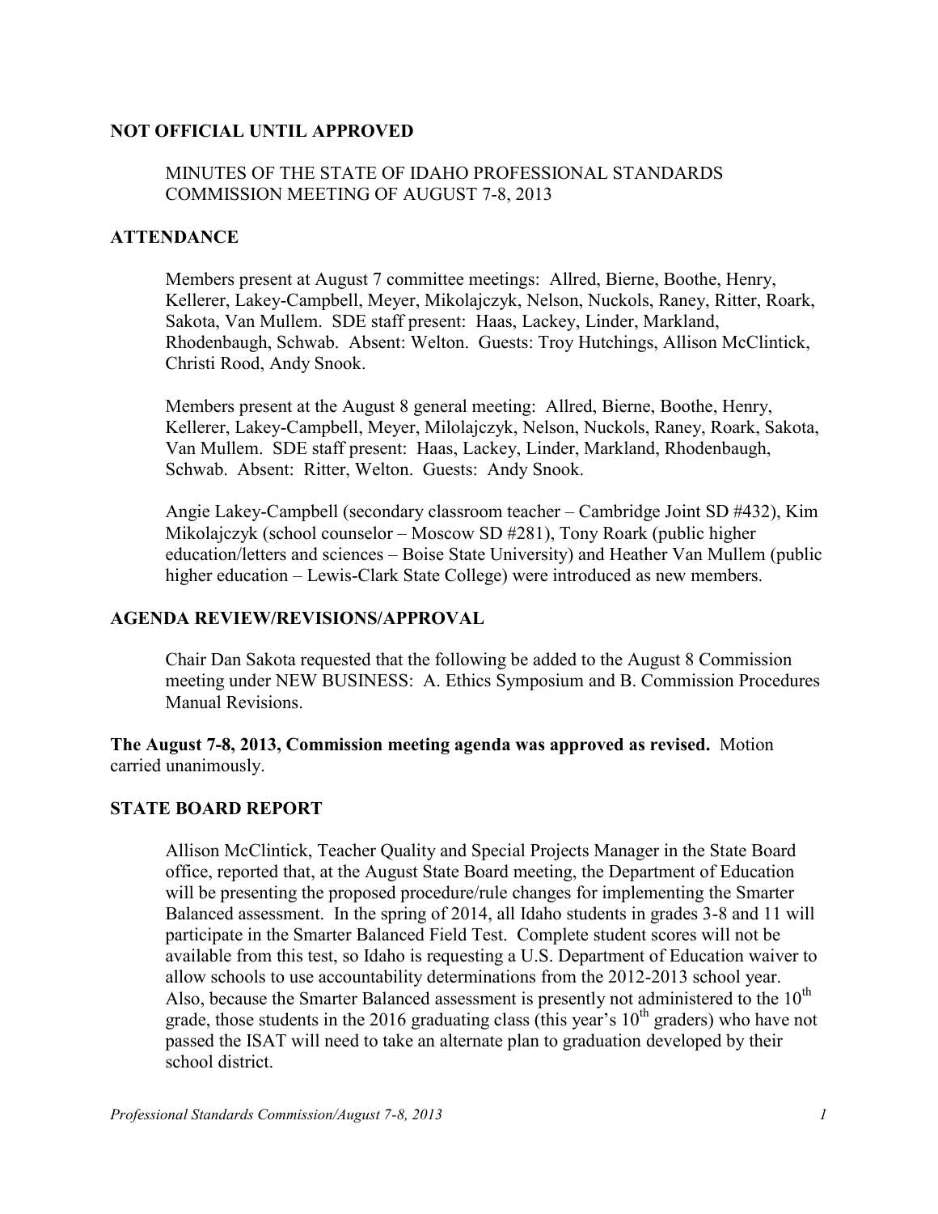**NOT OFFICIAL UNTIL APPROVED**

MINUTES OF THE STATE OF IDAHO PROFESSIONAL STANDARDS COMMISSION MEETING OF AUGUST 7-8, 2013

## ATTENDANCE

Members present at August 7 committee meetings: Allred, Bierne, Boothe, Henry, Kellerer, Lakey-Campbell, Meyer, Mikolajczyk, Nelson, Nuckols, Raney, Ritter, Roark, Sakota, Van Mullem. SDE staff present: Haas, Lackey, Linder, Markland, Rhodenbaugh, Schwab. Absent: Welton. Guests: Troy Hutchings, Allison McClintick, Christi Rood, Andy Snook.

Members present at the August 8 general meeting: Allred, Bierne, Boothe, Henry, Kellerer, Lakey-Campbell, Meyer, Milolajczyk, Nelson, Nuckols, Raney, Roark, Sakota, Van Mullem. SDE staff present: Haas, Lackey, Linder, Markland, Rhodenbaugh, Schwab. Absent: Ritter, Welton. Guests: Andy Snook.

Angie Lakey-Campbell (secondary classroom teacher – Cambridge Joint SD #432), Kim Mikolajczyk (school counselor – Moscow SD #281), Tony Roark (public higher education/letters and sciences – Boise State University) and Heather Van Mullem (public higher education – Lewis-Clark State College) were introduced as new members.

## AGENDA REVIEW/REVISIONS/APPROVAL

Chair Dan Sakota requested that the following be added to the August 8 Commission meeting under NEW BUSINESS: A. Ethics Symposium and B. Commission Procedures Manual Revisions.

**The August 7-8, 2013, Commission meeting agenda was approved as revised.** Motion carried unanimously.

## STATE BOARD REPORT

Allison McClintick, Teacher Quality and Special Projects Manager in the State Board office, reported that, at the August State Board meeting, the Department of Education will be presenting the proposed procedure/rule changes for implementing the Smarter Balanced assessment. In the spring of 2014, all Idaho students in grades 3-8 and 11 will participate in the Smarter Balanced Field Test. Complete student scores will not be available from this test, so Idaho is requesting a U.S. Department of Education waiver to allow schools to use accountability determinations from the 2012-2013 school year. Also, because the Smarter Balanced assessment is presently not administered to the 10th grade, those students in the 2016 graduating class (this year's 10th graders) who have not passed the ISAT will need to take an alternate plan to graduation developed by their school district.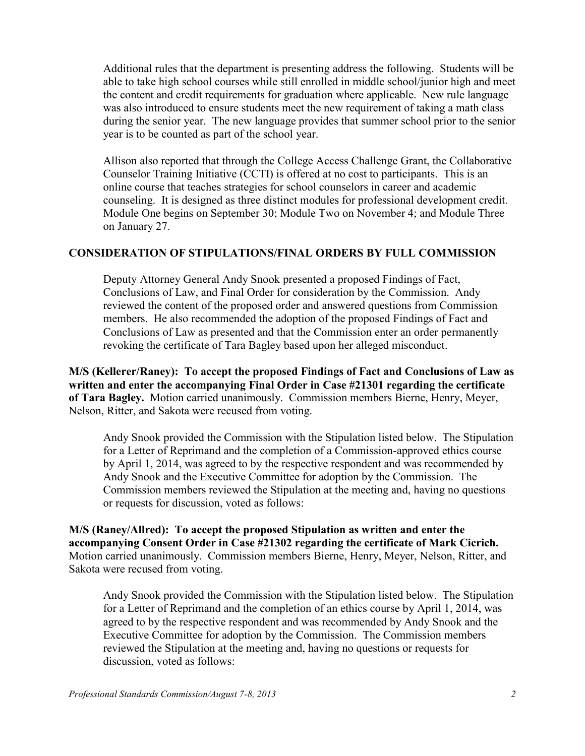Additional rules that the department is presenting address the following. Students will be able to take high school courses while still enrolled in middle school/junior high and meet the content and credit requirements for graduation where applicable. New rule language was also introduced to ensure students meet the new requirement of taking a math class during the senior year. The new language provides that summer school prior to the senior year is to be counted as part of the school year.

Allison also reported that through the College Access Challenge Grant, the Collaborative Counselor Training Initiative (CCTI) is offered at no cost to participants. This is an online course that teaches strategies for school counselors in career and academic counseling. It is designed as three distinct modules for professional development credit. Module One begins on September 30; Module Two on November 4; and Module Three on January 27.

## CONSIDERATION OF STIPULATIONS/FINAL ORDERS BY FULL COMMISSION

Deputy Attorney General Andy Snook presented a proposed Findings of Fact, Conclusions of Law, and Final Order for consideration by the Commission. Andy reviewed the content of the proposed order and answered questions from Commission members. He also recommended the adoption of the proposed Findings of Fact and Conclusions of Law as presented and that the Commission enter an order permanently revoking the certificate of Tara Bagley based upon her alleged misconduct.

**M/S (Kellerer/Raney): To accept the proposed Findings of Fact and Conclusions of Law as written and enter the accompanying Final Order in Case #21301 regarding the certificate of Tara Bagley.** Motion carried unanimously. Commission members Bierne, Henry, Meyer, Nelson, Ritter, and Sakota were recused from voting.

Andy Snook provided the Commission with the Stipulation listed below. The Stipulation for a Letter of Reprimand and the completion of a Commission-approved ethics course by April 1, 2014, was agreed to by the respective respondent and was recommended by Andy Snook and the Executive Committee for adoption by the Commission. The Commission members reviewed the Stipulation at the meeting and, having no questions or requests for discussion, voted as follows:

**M/S (Raney/Allred): To accept the proposed Stipulation as written and enter the accompanying Consent Order in Case #21302 regarding the certificate of Mark Cicrich.** Motion carried unanimously. Commission members Bierne, Henry, Meyer, Nelson, Ritter, and Sakota were recused from voting.

Andy Snook provided the Commission with the Stipulation listed below. The Stipulation for a Letter of Reprimand and the completion of an ethics course by April 1, 2014, was agreed to by the respective respondent and was recommended by Andy Snook and the Executive Committee for adoption by the Commission. The Commission members reviewed the Stipulation at the meeting and, having no questions or requests for discussion, voted as follows: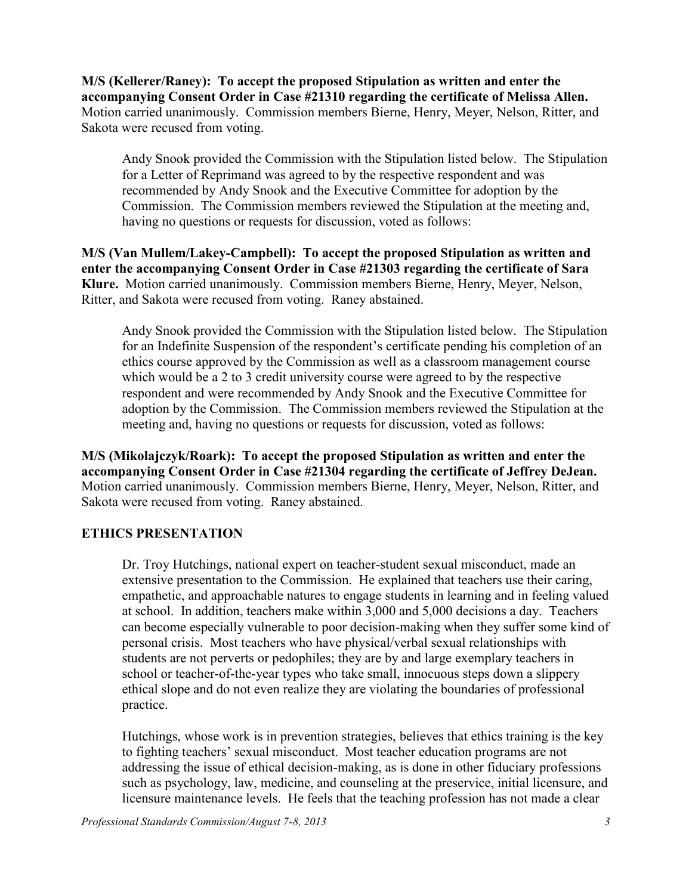**M/S (Kellerer/Raney): To accept the proposed Stipulation as written and enter the accompanying Consent Order in Case #21310 regarding the certificate of Melissa Allen.** Motion carried unanimously. Commission members Bierne, Henry, Meyer, Nelson, Ritter, and Sakota were recused from voting.

Andy Snook provided the Commission with the Stipulation listed below. The Stipulation for a Letter of Reprimand was agreed to by the respective respondent and was recommended by Andy Snook and the Executive Committee for adoption by the Commission. The Commission members reviewed the Stipulation at the meeting and, having no questions or requests for discussion, voted as follows:

**M/S (Van Mullem/Lakey-Campbell): To accept the proposed Stipulation as written and enter the accompanying Consent Order in Case #21303 regarding the certificate of Sara Klure.** Motion carried unanimously. Commission members Bierne, Henry, Meyer, Nelson, Ritter, and Sakota were recused from voting. Raney abstained.

Andy Snook provided the Commission with the Stipulation listed below. The Stipulation for an Indefinite Suspension of the respondent's certificate pending his completion of an ethics course approved by the Commission as well as a classroom management course which would be a 2 to 3 credit university course were agreed to by the respective respondent and were recommended by Andy Snook and the Executive Committee for adoption by the Commission. The Commission members reviewed the Stipulation at the meeting and, having no questions or requests for discussion, voted as follows:

**M/S (Mikolajczyk/Roark): To accept the proposed Stipulation as written and enter the accompanying Consent Order in Case #21304 regarding the certificate of Jeffrey DeJean.** Motion carried unanimously. Commission members Bierne, Henry, Meyer, Nelson, Ritter, and Sakota were recused from voting. Raney abstained.

## ETHICS PRESENTATION

Dr. Troy Hutchings, national expert on teacher-student sexual misconduct, made an extensive presentation to the Commission. He explained that teachers use their caring, empathetic, and approachable natures to engage students in learning and in feeling valued at school. In addition, teachers make within 3,000 and 5,000 decisions a day. Teachers can become especially vulnerable to poor decision-making when they suffer some kind of personal crisis. Most teachers who have physical/verbal sexual relationships with students are not perverts or pedophiles; they are by and large exemplary teachers in school or teacher-of-the-year types who take small, innocuous steps down a slippery ethical slope and do not even realize they are violating the boundaries of professional practice.

Hutchings, whose work is in prevention strategies, believes that ethics training is the key to fighting teachers' sexual misconduct. Most teacher education programs are not addressing the issue of ethical decision-making, as is done in other fiduciary professions such as psychology, law, medicine, and counseling at the preservice, initial licensure, and licensure maintenance levels. He feels that the teaching profession has not made a clear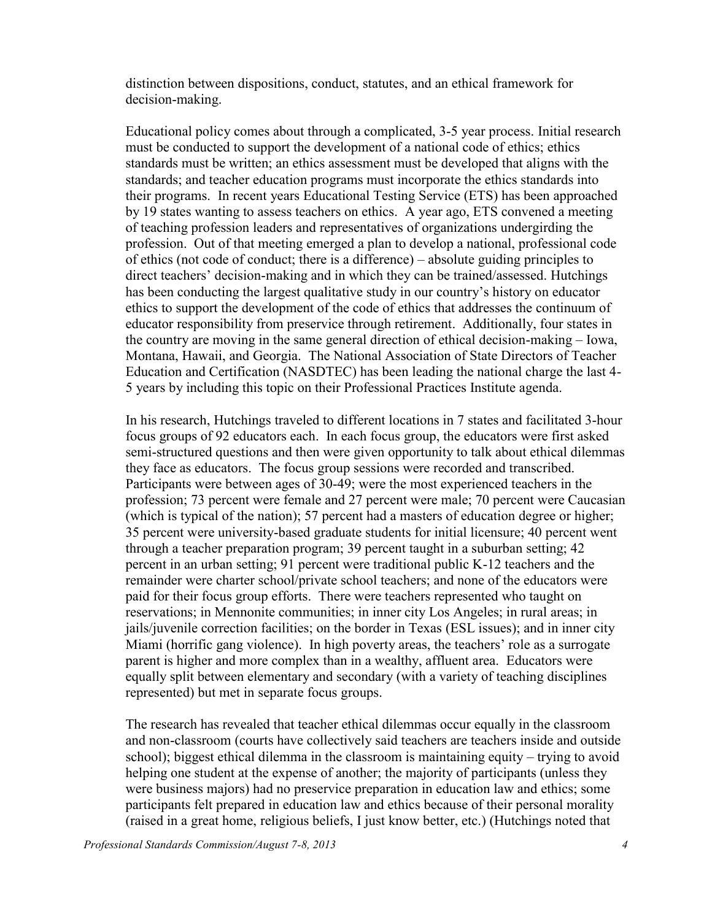distinction between dispositions, conduct, statutes, and an ethical framework for decision-making.

Educational policy comes about through a complicated, 3-5 year process. Initial research must be conducted to support the development of a national code of ethics; ethics standards must be written; an ethics assessment must be developed that aligns with the standards; and teacher education programs must incorporate the ethics standards into their programs. In recent years Educational Testing Service (ETS) has been approached by 19 states wanting to assess teachers on ethics. A year ago, ETS convened a meeting of teaching profession leaders and representatives of organizations undergirding the profession. Out of that meeting emerged a plan to develop a national, professional code of ethics (not code of conduct; there is a difference) – absolute guiding principles to direct teachers' decision-making and in which they can be trained/assessed. Hutchings has been conducting the largest qualitative study in our country's history on educator ethics to support the development of the code of ethics that addresses the continuum of educator responsibility from preservice through retirement. Additionally, four states in the country are moving in the same general direction of ethical decision-making – Iowa, Montana, Hawaii, and Georgia. The National Association of State Directors of Teacher Education and Certification (NASDTEC) has been leading the national charge the last 4-5 years by including this topic on their Professional Practices Institute agenda.

In his research, Hutchings traveled to different locations in 7 states and facilitated 3-hour focus groups of 92 educators each. In each focus group, the educators were first asked semi-structured questions and then were given opportunity to talk about ethical dilemmas they face as educators. The focus group sessions were recorded and transcribed. Participants were between ages of 30-49; were the most experienced teachers in the profession; 73 percent were female and 27 percent were male; 70 percent were Caucasian (which is typical of the nation); 57 percent had a masters of education degree or higher; 35 percent were university-based graduate students for initial licensure; 40 percent went through a teacher preparation program; 39 percent taught in a suburban setting; 42 percent in an urban setting; 91 percent were traditional public K-12 teachers and the remainder were charter school/private school teachers; and none of the educators were paid for their focus group efforts. There were teachers represented who taught on reservations; in Mennonite communities; in inner city Los Angeles; in rural areas; in jails/juvenile correction facilities; on the border in Texas (ESL issues); and in inner city Miami (horrific gang violence). In high poverty areas, the teachers' role as a surrogate parent is higher and more complex than in a wealthy, affluent area. Educators were equally split between elementary and secondary (with a variety of teaching disciplines represented) but met in separate focus groups.

The research has revealed that teacher ethical dilemmas occur equally in the classroom and non-classroom (courts have collectively said teachers are teachers inside and outside school); biggest ethical dilemma in the classroom is maintaining equity – trying to avoid helping one student at the expense of another; the majority of participants (unless they were business majors) had no preservice preparation in education law and ethics; some participants felt prepared in education law and ethics because of their personal morality (raised in a great home, religious beliefs, I just know better, etc.) (Hutchings noted that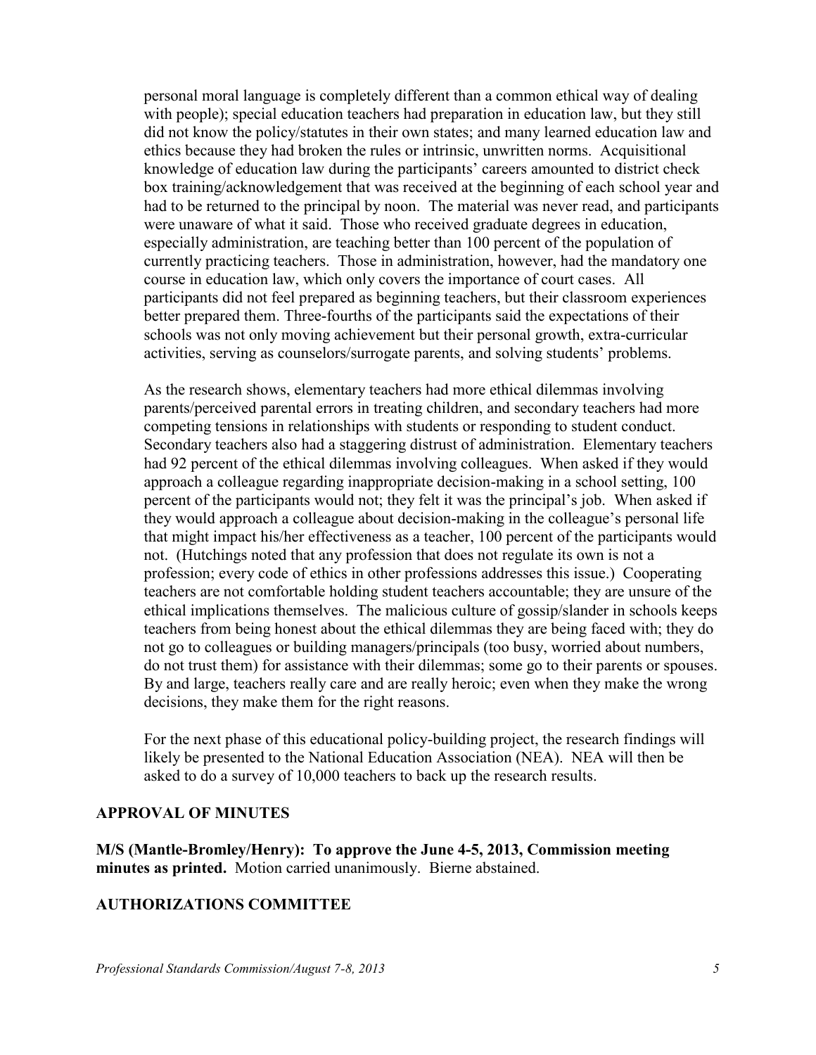personal moral language is completely different than a common ethical way of dealing with people); special education teachers had preparation in education law, but they still did not know the policy/statutes in their own states; and many learned education law and ethics because they had broken the rules or intrinsic, unwritten norms. Acquisitional knowledge of education law during the participants' careers amounted to district check box training/acknowledgement that was received at the beginning of each school year and had to be returned to the principal by noon. The material was never read, and participants were unaware of what it said. Those who received graduate degrees in education, especially administration, are teaching better than 100 percent of the population of currently practicing teachers. Those in administration, however, had the mandatory one course in education law, which only covers the importance of court cases. All participants did not feel prepared as beginning teachers, but their classroom experiences better prepared them. Three-fourths of the participants said the expectations of their schools was not only moving achievement but their personal growth, extra-curricular activities, serving as counselors/surrogate parents, and solving students' problems.

As the research shows, elementary teachers had more ethical dilemmas involving parents/perceived parental errors in treating children, and secondary teachers had more competing tensions in relationships with students or responding to student conduct. Secondary teachers also had a staggering distrust of administration. Elementary teachers had 92 percent of the ethical dilemmas involving colleagues. When asked if they would approach a colleague regarding inappropriate decision-making in a school setting, 100 percent of the participants would not; they felt it was the principal's job. When asked if they would approach a colleague about decision-making in the colleague's personal life that might impact his/her effectiveness as a teacher, 100 percent of the participants would not. (Hutchings noted that any profession that does not regulate its own is not a profession; every code of ethics in other professions addresses this issue.) Cooperating teachers are not comfortable holding student teachers accountable; they are unsure of the ethical implications themselves. The malicious culture of gossip/slander in schools keeps teachers from being honest about the ethical dilemmas they are being faced with; they do not go to colleagues or building managers/principals (too busy, worried about numbers, do not trust them) for assistance with their dilemmas; some go to their parents or spouses. By and large, teachers really care and are really heroic; even when they make the wrong decisions, they make them for the right reasons.

For the next phase of this educational policy-building project, the research findings will likely be presented to the National Education Association (NEA). NEA will then be asked to do a survey of 10,000 teachers to back up the research results.

## APPROVAL OF MINUTES

**M/S (Mantle-Bromley/Henry): To approve the June 4-5, 2013, Commission meeting minutes as printed.** Motion carried unanimously. Bierne abstained.

## AUTHORIZATIONS COMMITTEE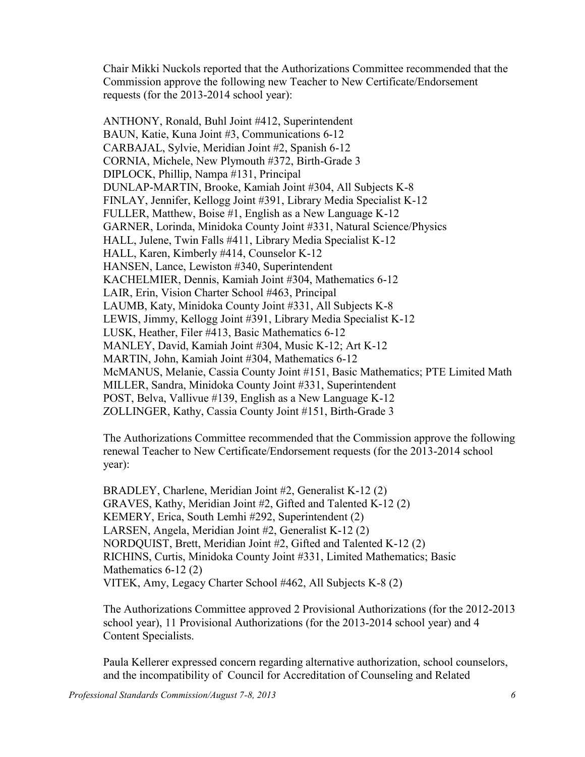Chair Mikki Nuckols reported that the Authorizations Committee recommended that the Commission approve the following new Teacher to New Certificate/Endorsement requests (for the 2013-2014 school year):

ANTHONY, Ronald, Buhl Joint #412, Superintendent  
BAUN, Katie, Kuna Joint #3, Communications 6-12  
CARBAJAL, Sylvie, Meridian Joint #2, Spanish 6-12  
CORNIA, Michele, New Plymouth #372, Birth-Grade 3  
DIPLOCK, Phillip, Nampa #131, Principal  
DUNLAP-MARTIN, Brooke, Kamiah Joint #304, All Subjects K-8  
FINLAY, Jennifer, Kellogg Joint #391, Library Media Specialist K-12  
FULLER, Matthew, Boise #1, English as a New Language K-12  
GARNER, Lorinda, Minidoka County Joint #331, Natural Science/Physics  
HALL, Julene, Twin Falls #411, Library Media Specialist K-12  
HALL, Karen, Kimberly #414, Counselor K-12  
HANSEN, Lance, Lewiston #340, Superintendent  
KACHELMIER, Dennis, Kamiah Joint #304, Mathematics 6-12  
LAIR, Erin, Vision Charter School #463, Principal  
LAUMB, Katy, Minidoka County Joint #331, All Subjects K-8  
LEWIS, Jimmy, Kellogg Joint #391, Library Media Specialist K-12  
LUSK, Heather, Filer #413, Basic Mathematics 6-12  
MANLEY, David, Kamiah Joint #304, Music K-12; Art K-12  
MARTIN, John, Kamiah Joint #304, Mathematics 6-12  
McMANUS, Melanie, Cassia County Joint #151, Basic Mathematics; PTE Limited Math  
MILLER, Sandra, Minidoka County Joint #331, Superintendent  
POST, Belva, Vallivue #139, English as a New Language K-12  
ZOLLINGER, Kathy, Cassia County Joint #151, Birth-Grade 3

The Authorizations Committee recommended that the Commission approve the following renewal Teacher to New Certificate/Endorsement requests (for the 2013-2014 school year):

BRADLEY, Charlene, Meridian Joint #2, Generalist K-12 (2)  
GRAVES, Kathy, Meridian Joint #2, Gifted and Talented K-12 (2)  
KEMERY, Erica, South Lemhi #292, Superintendent (2)  
LARSEN, Angela, Meridian Joint #2, Generalist K-12 (2)  
NORDQUIST, Brett, Meridian Joint #2, Gifted and Talented K-12 (2)  
RICHINS, Curtis, Minidoka County Joint #331, Limited Mathematics; Basic Mathematics 6-12 (2)  
VITEK, Amy, Legacy Charter School #462, All Subjects K-8 (2)

The Authorizations Committee approved 2 Provisional Authorizations (for the 2012-2013 school year), 11 Provisional Authorizations (for the 2013-2014 school year) and 4 Content Specialists.

Paula Kellerer expressed concern regarding alternative authorization, school counselors, and the incompatibility of Council for Accreditation of Counseling and Related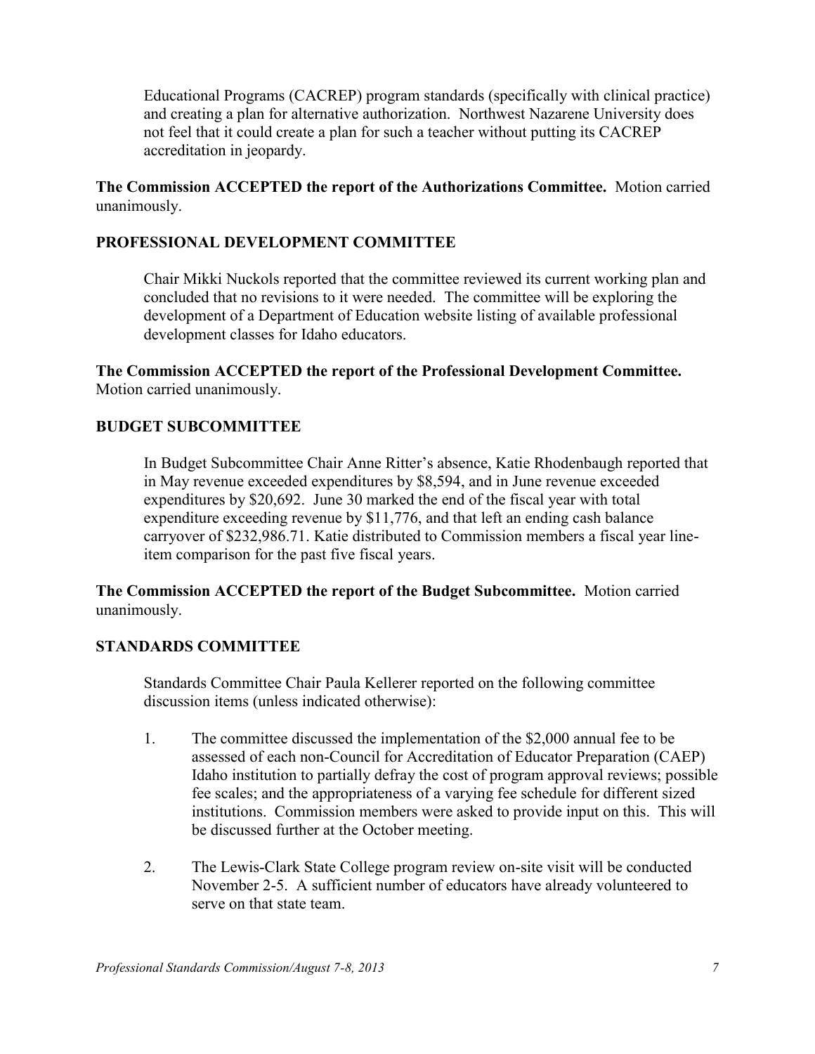Educational Programs (CACREP) program standards (specifically with clinical practice) and creating a plan for alternative authorization. Northwest Nazarene University does not feel that it could create a plan for such a teacher without putting its CACREP accreditation in jeopardy.

**The Commission ACCEPTED the report of the Authorizations Committee.** Motion carried unanimously.

## PROFESSIONAL DEVELOPMENT COMMITTEE

Chair Mikki Nuckols reported that the committee reviewed its current working plan and concluded that no revisions to it were needed. The committee will be exploring the development of a Department of Education website listing of available professional development classes for Idaho educators.

**The Commission ACCEPTED the report of the Professional Development Committee.** Motion carried unanimously.

## BUDGET SUBCOMMITTEE

In Budget Subcommittee Chair Anne Ritter's absence, Katie Rhodenbaugh reported that in May revenue exceeded expenditures by $8,594, and in June revenue exceeded expenditures by $20,692. June 30 marked the end of the fiscal year with total expenditure exceeding revenue by $11,776, and that left an ending cash balance carryover of $232,986.71. Katie distributed to Commission members a fiscal year line-item comparison for the past five fiscal years.

**The Commission ACCEPTED the report of the Budget Subcommittee.** Motion carried unanimously.

## STANDARDS COMMITTEE

Standards Committee Chair Paula Kellerer reported on the following committee discussion items (unless indicated otherwise):

1. The committee discussed the implementation of the $2,000 annual fee to be assessed of each non-Council for Accreditation of Educator Preparation (CAEP) Idaho institution to partially defray the cost of program approval reviews; possible fee scales; and the appropriateness of a varying fee schedule for different sized institutions. Commission members were asked to provide input on this. This will be discussed further at the October meeting.

2. The Lewis-Clark State College program review on-site visit will be conducted November 2-5. A sufficient number of educators have already volunteered to serve on that state team.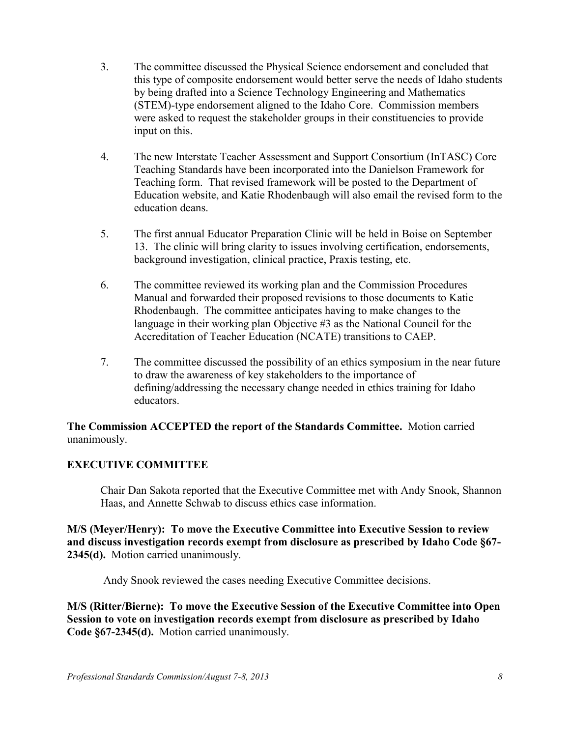3. The committee discussed the Physical Science endorsement and concluded that this type of composite endorsement would better serve the needs of Idaho students by being drafted into a Science Technology Engineering and Mathematics (STEM)-type endorsement aligned to the Idaho Core. Commission members were asked to request the stakeholder groups in their constituencies to provide input on this.

4. The new Interstate Teacher Assessment and Support Consortium (InTASC) Core Teaching Standards have been incorporated into the Danielson Framework for Teaching form. That revised framework will be posted to the Department of Education website, and Katie Rhodenbaugh will also email the revised form to the education deans.

5. The first annual Educator Preparation Clinic will be held in Boise on September 13. The clinic will bring clarity to issues involving certification, endorsements, background investigation, clinical practice, Praxis testing, etc.

6. The committee reviewed its working plan and the Commission Procedures Manual and forwarded their proposed revisions to those documents to Katie Rhodenbaugh. The committee anticipates having to make changes to the language in their working plan Objective #3 as the National Council for the Accreditation of Teacher Education (NCATE) transitions to CAEP.

7. The committee discussed the possibility of an ethics symposium in the near future to draw the awareness of key stakeholders to the importance of defining/addressing the necessary change needed in ethics training for Idaho educators.

**The Commission ACCEPTED the report of the Standards Committee.** Motion carried unanimously.

**EXECUTIVE COMMITTEE**

Chair Dan Sakota reported that the Executive Committee met with Andy Snook, Shannon Haas, and Annette Schwab to discuss ethics case information.

**M/S (Meyer/Henry): To move the Executive Committee into Executive Session to review and discuss investigation records exempt from disclosure as prescribed by Idaho Code §67-2345(d).** Motion carried unanimously.

Andy Snook reviewed the cases needing Executive Committee decisions.

**M/S (Ritter/Bierne): To move the Executive Session of the Executive Committee into Open Session to vote on investigation records exempt from disclosure as prescribed by Idaho Code §67-2345(d).** Motion carried unanimously.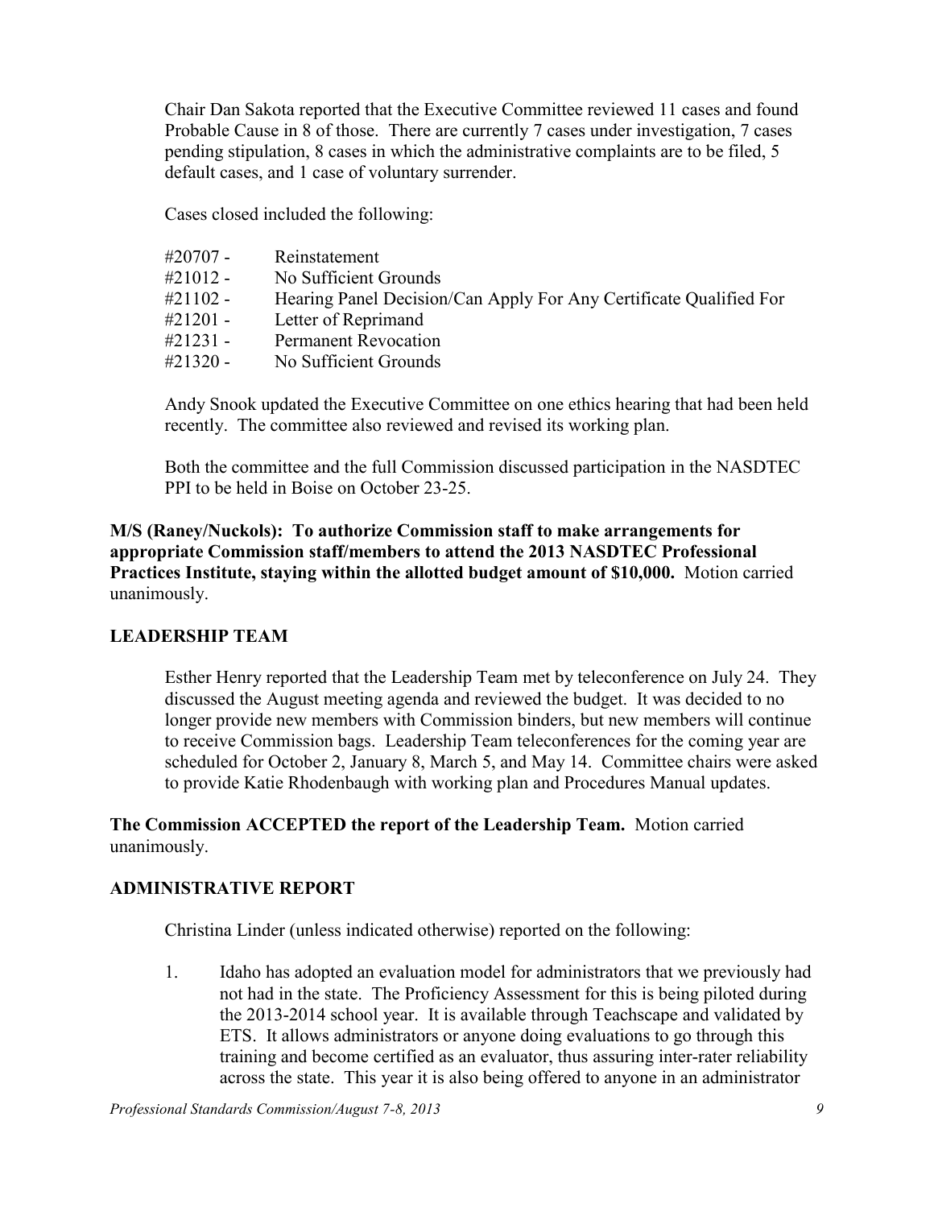Chair Dan Sakota reported that the Executive Committee reviewed 11 cases and found Probable Cause in 8 of those. There are currently 7 cases under investigation, 7 cases pending stipulation, 8 cases in which the administrative complaints are to be filed, 5 default cases, and 1 case of voluntary surrender.

Cases closed included the following:

| | |
|---|---|
| #20707 - | Reinstatement |
| #21012 - | No Sufficient Grounds |
| #21102 - | Hearing Panel Decision/Can Apply For Any Certificate Qualified For |
| #21201 - | Letter of Reprimand |
| #21231 - | Permanent Revocation |
| #21320 - | No Sufficient Grounds |

Andy Snook updated the Executive Committee on one ethics hearing that had been held recently. The committee also reviewed and revised its working plan.

Both the committee and the full Commission discussed participation in the NASDTEC PPI to be held in Boise on October 23-25.

**M/S (Raney/Nuckols): To authorize Commission staff to make arrangements for appropriate Commission staff/members to attend the 2013 NASDTEC Professional Practices Institute, staying within the allotted budget amount of $10,000.** Motion carried unanimously.

## LEADERSHIP TEAM

Esther Henry reported that the Leadership Team met by teleconference on July 24. They discussed the August meeting agenda and reviewed the budget. It was decided to no longer provide new members with Commission binders, but new members will continue to receive Commission bags. Leadership Team teleconferences for the coming year are scheduled for October 2, January 8, March 5, and May 14. Committee chairs were asked to provide Katie Rhodenbaugh with working plan and Procedures Manual updates.

**The Commission ACCEPTED the report of the Leadership Team.** Motion carried unanimously.

## ADMINISTRATIVE REPORT

Christina Linder (unless indicated otherwise) reported on the following:

1. Idaho has adopted an evaluation model for administrators that we previously had not had in the state. The Proficiency Assessment for this is being piloted during the 2013-2014 school year. It is available through Teachscape and validated by ETS. It allows administrators or anyone doing evaluations to go through this training and become certified as an evaluator, thus assuring inter-rater reliability across the state. This year it is also being offered to anyone in an administrator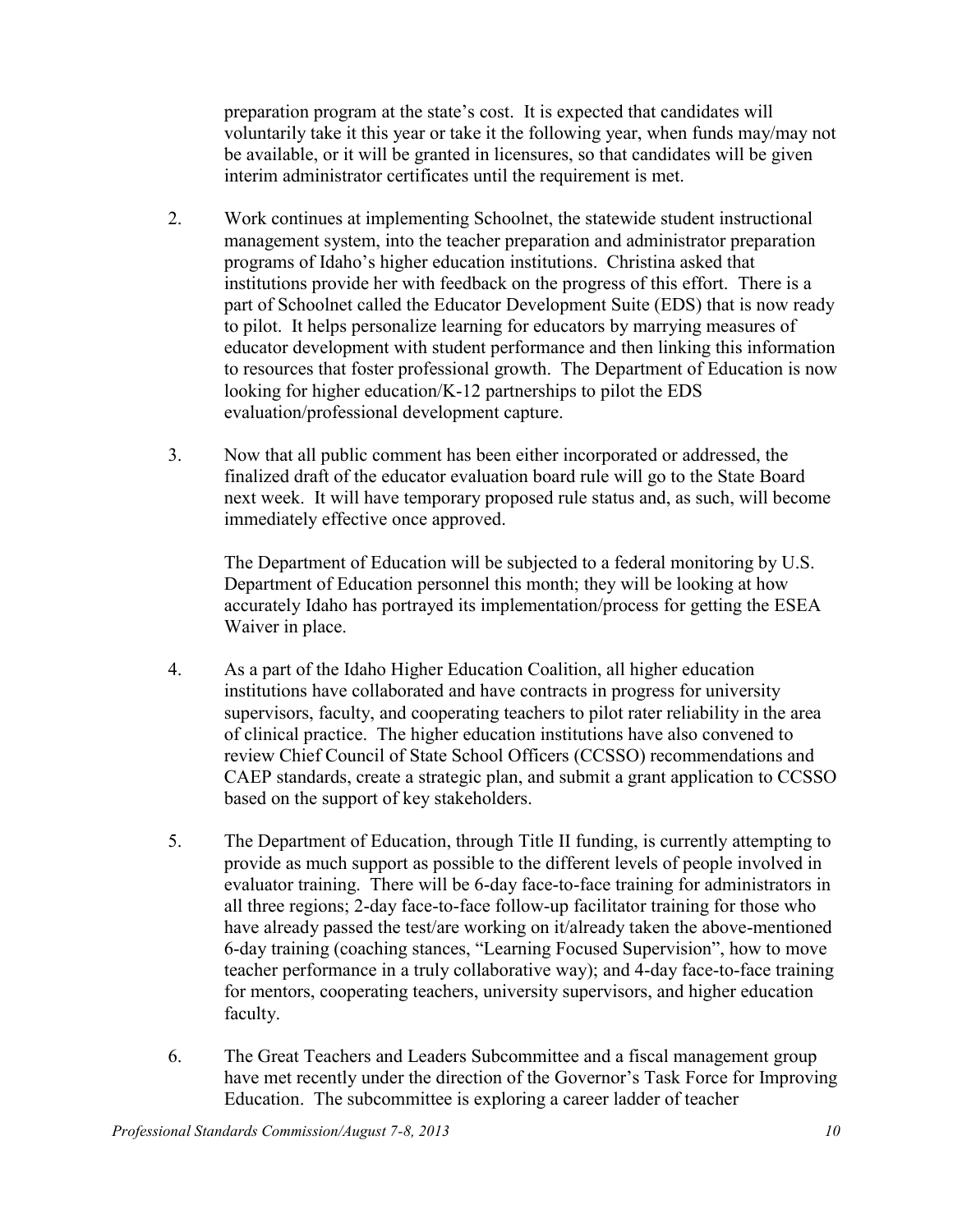preparation program at the state's cost. It is expected that candidates will voluntarily take it this year or take it the following year, when funds may/may not be available, or it will be granted in licensures, so that candidates will be given interim administrator certificates until the requirement is met.

2. Work continues at implementing Schoolnet, the statewide student instructional management system, into the teacher preparation and administrator preparation programs of Idaho's higher education institutions. Christina asked that institutions provide her with feedback on the progress of this effort. There is a part of Schoolnet called the Educator Development Suite (EDS) that is now ready to pilot. It helps personalize learning for educators by marrying measures of educator development with student performance and then linking this information to resources that foster professional growth. The Department of Education is now looking for higher education/K-12 partnerships to pilot the EDS evaluation/professional development capture.

3. Now that all public comment has been either incorporated or addressed, the finalized draft of the educator evaluation board rule will go to the State Board next week. It will have temporary proposed rule status and, as such, will become immediately effective once approved.

   The Department of Education will be subjected to a federal monitoring by U.S. Department of Education personnel this month; they will be looking at how accurately Idaho has portrayed its implementation/process for getting the ESEA Waiver in place.

4. As a part of the Idaho Higher Education Coalition, all higher education institutions have collaborated and have contracts in progress for university supervisors, faculty, and cooperating teachers to pilot rater reliability in the area of clinical practice. The higher education institutions have also convened to review Chief Council of State School Officers (CCSSO) recommendations and CAEP standards, create a strategic plan, and submit a grant application to CCSSO based on the support of key stakeholders.

5. The Department of Education, through Title II funding, is currently attempting to provide as much support as possible to the different levels of people involved in evaluator training. There will be 6-day face-to-face training for administrators in all three regions; 2-day face-to-face follow-up facilitator training for those who have already passed the test/are working on it/already taken the above-mentioned 6-day training (coaching stances, "Learning Focused Supervision", how to move teacher performance in a truly collaborative way); and 4-day face-to-face training for mentors, cooperating teachers, university supervisors, and higher education faculty.

6. The Great Teachers and Leaders Subcommittee and a fiscal management group have met recently under the direction of the Governor's Task Force for Improving Education. The subcommittee is exploring a career ladder of teacher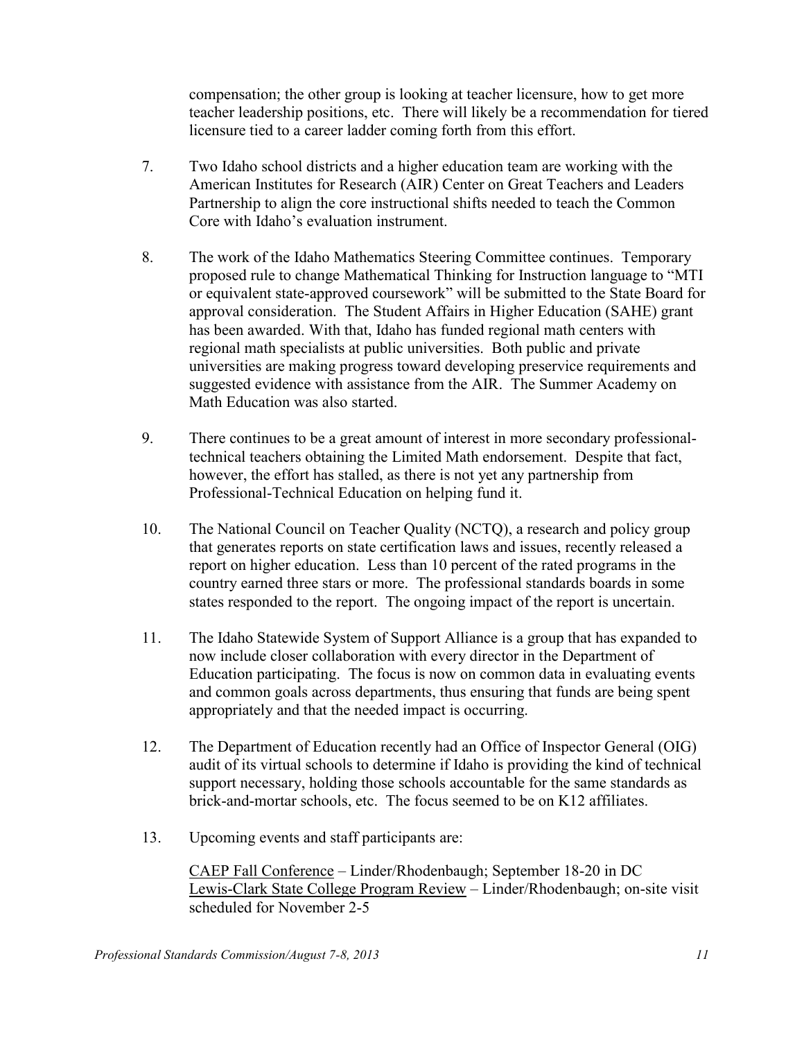compensation; the other group is looking at teacher licensure, how to get more teacher leadership positions, etc. There will likely be a recommendation for tiered licensure tied to a career ladder coming forth from this effort.

7. Two Idaho school districts and a higher education team are working with the American Institutes for Research (AIR) Center on Great Teachers and Leaders Partnership to align the core instructional shifts needed to teach the Common Core with Idaho's evaluation instrument.

8. The work of the Idaho Mathematics Steering Committee continues. Temporary proposed rule to change Mathematical Thinking for Instruction language to "MTI or equivalent state-approved coursework" will be submitted to the State Board for approval consideration. The Student Affairs in Higher Education (SAHE) grant has been awarded. With that, Idaho has funded regional math centers with regional math specialists at public universities. Both public and private universities are making progress toward developing preservice requirements and suggested evidence with assistance from the AIR. The Summer Academy on Math Education was also started.

9. There continues to be a great amount of interest in more secondary professional-technical teachers obtaining the Limited Math endorsement. Despite that fact, however, the effort has stalled, as there is not yet any partnership from Professional-Technical Education on helping fund it.

10. The National Council on Teacher Quality (NCTQ), a research and policy group that generates reports on state certification laws and issues, recently released a report on higher education. Less than 10 percent of the rated programs in the country earned three stars or more. The professional standards boards in some states responded to the report. The ongoing impact of the report is uncertain.

11. The Idaho Statewide System of Support Alliance is a group that has expanded to now include closer collaboration with every director in the Department of Education participating. The focus is now on common data in evaluating events and common goals across departments, thus ensuring that funds are being spent appropriately and that the needed impact is occurring.

12. The Department of Education recently had an Office of Inspector General (OIG) audit of its virtual schools to determine if Idaho is providing the kind of technical support necessary, holding those schools accountable for the same standards as brick-and-mortar schools, etc. The focus seemed to be on K12 affiliates.

13. Upcoming events and staff participants are:

    <u>CAEP Fall Conference</u> – Linder/Rhodenbaugh; September 18-20 in DC
    <u>Lewis-Clark State College Program Review</u> – Linder/Rhodenbaugh; on-site visit scheduled for November 2-5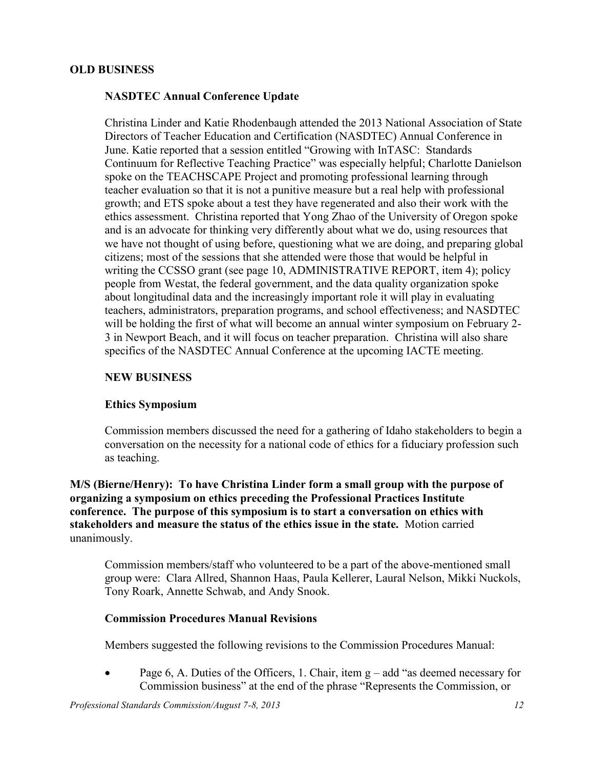## OLD BUSINESS

### NASDTEC Annual Conference Update

Christina Linder and Katie Rhodenbaugh attended the 2013 National Association of State Directors of Teacher Education and Certification (NASDTEC) Annual Conference in June. Katie reported that a session entitled "Growing with InTASC: Standards Continuum for Reflective Teaching Practice" was especially helpful; Charlotte Danielson spoke on the TEACHSCAPE Project and promoting professional learning through teacher evaluation so that it is not a punitive measure but a real help with professional growth; and ETS spoke about a test they have regenerated and also their work with the ethics assessment. Christina reported that Yong Zhao of the University of Oregon spoke and is an advocate for thinking very differently about what we do, using resources that we have not thought of using before, questioning what we are doing, and preparing global citizens; most of the sessions that she attended were those that would be helpful in writing the CCSSO grant (see page 10, ADMINISTRATIVE REPORT, item 4); policy people from Westat, the federal government, and the data quality organization spoke about longitudinal data and the increasingly important role it will play in evaluating teachers, administrators, preparation programs, and school effectiveness; and NASDTEC will be holding the first of what will become an annual winter symposium on February 2-3 in Newport Beach, and it will focus on teacher preparation. Christina will also share specifics of the NASDTEC Annual Conference at the upcoming IACTE meeting.

## NEW BUSINESS

### Ethics Symposium

Commission members discussed the need for a gathering of Idaho stakeholders to begin a conversation on the necessity for a national code of ethics for a fiduciary profession such as teaching.

**M/S (Bierne/Henry): To have Christina Linder form a small group with the purpose of organizing a symposium on ethics preceding the Professional Practices Institute conference. The purpose of this symposium is to start a conversation on ethics with stakeholders and measure the status of the ethics issue in the state.** Motion carried unanimously.

Commission members/staff who volunteered to be a part of the above-mentioned small group were: Clara Allred, Shannon Haas, Paula Kellerer, Laural Nelson, Mikki Nuckols, Tony Roark, Annette Schwab, and Andy Snook.

### Commission Procedures Manual Revisions

Members suggested the following revisions to the Commission Procedures Manual:

- Page 6, A. Duties of the Officers, 1. Chair, item g – add "as deemed necessary for Commission business" at the end of the phrase "Represents the Commission, or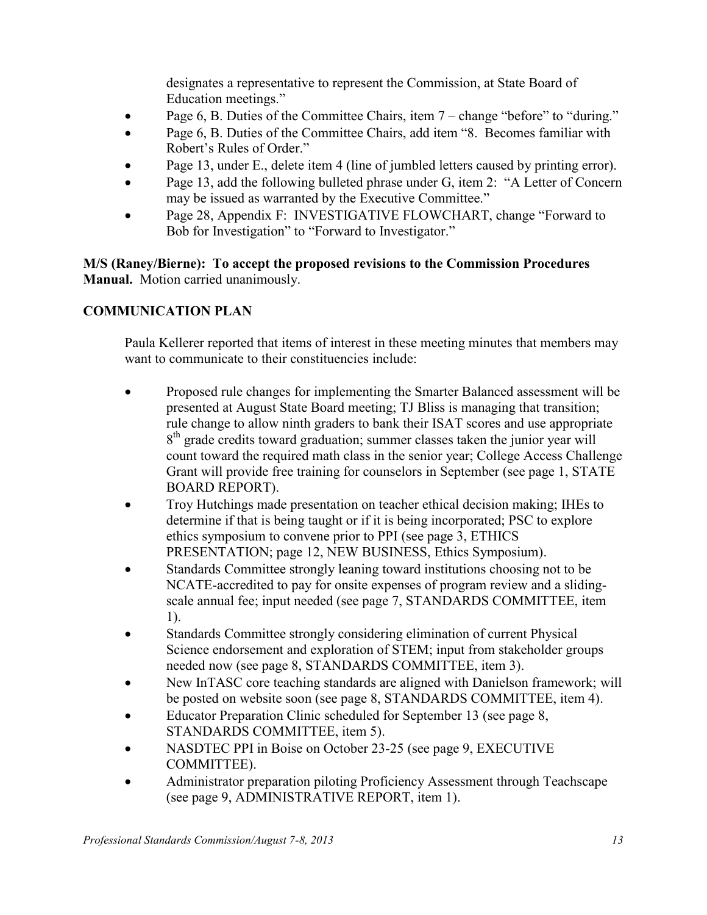designates a representative to represent the Commission, at State Board of Education meetings."

- Page 6, B. Duties of the Committee Chairs, item 7 – change "before" to "during."
- Page 6, B. Duties of the Committee Chairs, add item "8. Becomes familiar with Robert's Rules of Order."
- Page 13, under E., delete item 4 (line of jumbled letters caused by printing error).
- Page 13, add the following bulleted phrase under G, item 2: "A Letter of Concern may be issued as warranted by the Executive Committee."
- Page 28, Appendix F: INVESTIGATIVE FLOWCHART, change "Forward to Bob for Investigation" to "Forward to Investigator."

**M/S (Raney/Bierne): To accept the proposed revisions to the Commission Procedures Manual.** Motion carried unanimously.

## COMMUNICATION PLAN

Paula Kellerer reported that items of interest in these meeting minutes that members may want to communicate to their constituencies include:

- Proposed rule changes for implementing the Smarter Balanced assessment will be presented at August State Board meeting; TJ Bliss is managing that transition; rule change to allow ninth graders to bank their ISAT scores and use appropriate 8th grade credits toward graduation; summer classes taken the junior year will count toward the required math class in the senior year; College Access Challenge Grant will provide free training for counselors in September (see page 1, STATE BOARD REPORT).
- Troy Hutchings made presentation on teacher ethical decision making; IHEs to determine if that is being taught or if it is being incorporated; PSC to explore ethics symposium to convene prior to PPI (see page 3, ETHICS PRESENTATION; page 12, NEW BUSINESS, Ethics Symposium).
- Standards Committee strongly leaning toward institutions choosing not to be NCATE-accredited to pay for onsite expenses of program review and a sliding-scale annual fee; input needed (see page 7, STANDARDS COMMITTEE, item 1).
- Standards Committee strongly considering elimination of current Physical Science endorsement and exploration of STEM; input from stakeholder groups needed now (see page 8, STANDARDS COMMITTEE, item 3).
- New InTASC core teaching standards are aligned with Danielson framework; will be posted on website soon (see page 8, STANDARDS COMMITTEE, item 4).
- Educator Preparation Clinic scheduled for September 13 (see page 8, STANDARDS COMMITTEE, item 5).
- NASDTEC PPI in Boise on October 23-25 (see page 9, EXECUTIVE COMMITTEE).
- Administrator preparation piloting Proficiency Assessment through Teachscape (see page 9, ADMINISTRATIVE REPORT, item 1).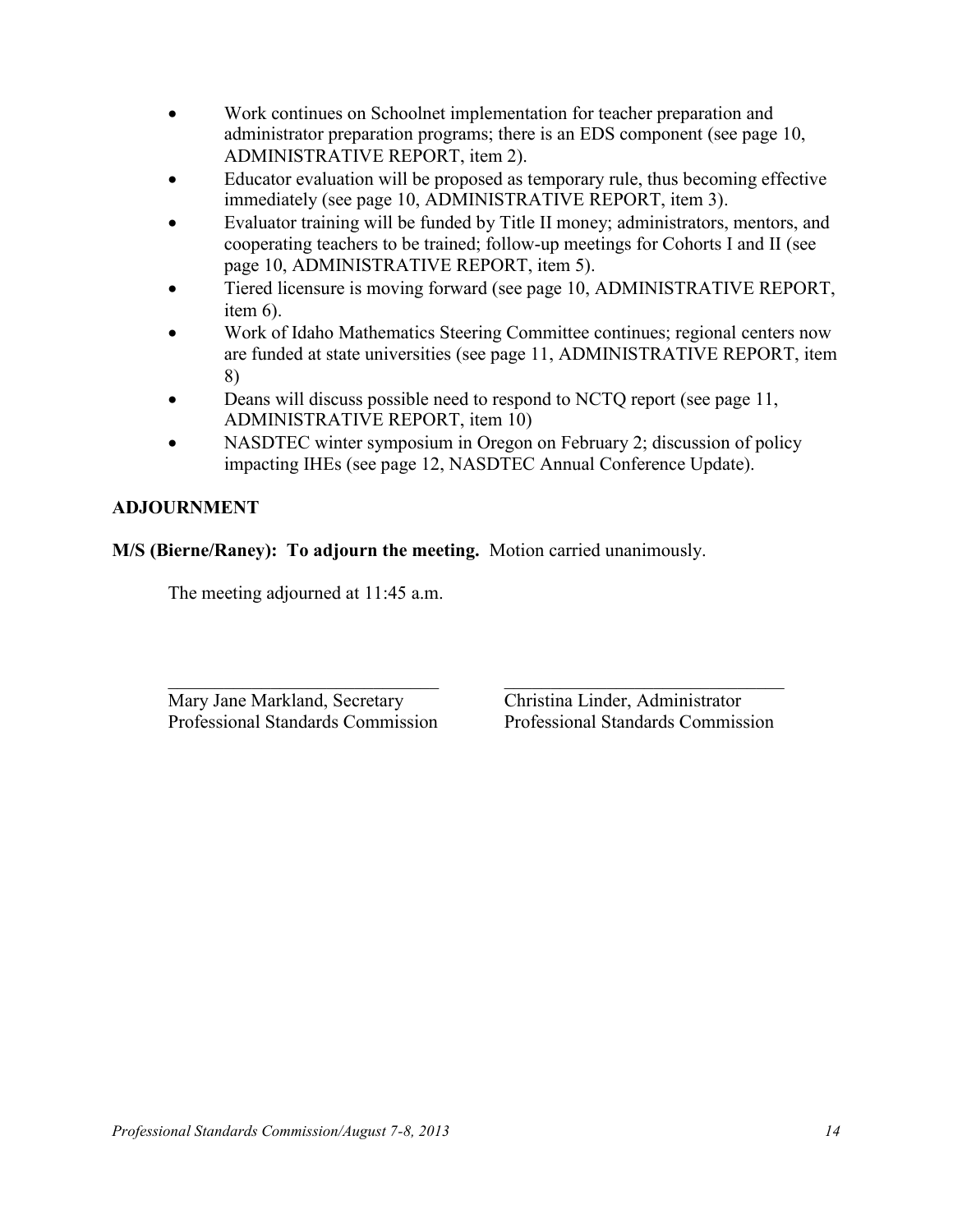- Work continues on Schoolnet implementation for teacher preparation and administrator preparation programs; there is an EDS component (see page 10, ADMINISTRATIVE REPORT, item 2).
- Educator evaluation will be proposed as temporary rule, thus becoming effective immediately (see page 10, ADMINISTRATIVE REPORT, item 3).
- Evaluator training will be funded by Title II money; administrators, mentors, and cooperating teachers to be trained; follow-up meetings for Cohorts I and II (see page 10, ADMINISTRATIVE REPORT, item 5).
- Tiered licensure is moving forward (see page 10, ADMINISTRATIVE REPORT, item 6).
- Work of Idaho Mathematics Steering Committee continues; regional centers now are funded at state universities (see page 11, ADMINISTRATIVE REPORT, item 8)
- Deans will discuss possible need to respond to NCTQ report (see page 11, ADMINISTRATIVE REPORT, item 10)
- NASDTEC winter symposium in Oregon on February 2; discussion of policy impacting IHEs (see page 12, NASDTEC Annual Conference Update).

**ADJOURNMENT**

**M/S (Bierne/Raney): To adjourn the meeting.** Motion carried unanimously.

The meeting adjourned at 11:45 a.m.

\_\_\_\_\_\_\_\_\_\_\_\_\_\_\_\_\_\_\_\_\_\_\_\_\_\_\_\_\_\_
Mary Jane Markland, Secretary
Professional Standards Commission

\_\_\_\_\_\_\_\_\_\_\_\_\_\_\_\_\_\_\_\_\_\_\_\_\_\_\_\_\_\_
Christina Linder, Administrator
Professional Standards Commission